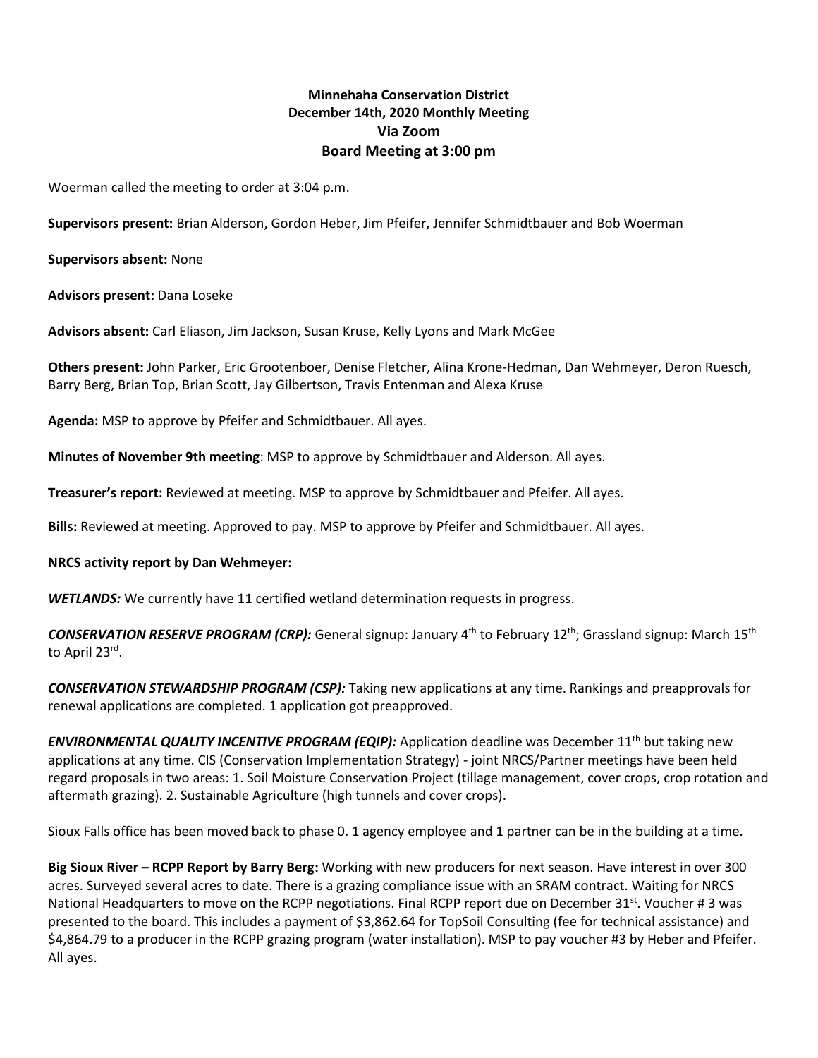**Minnehaha Conservation District**
**December 14th, 2020 Monthly Meeting**
**Via Zoom**
**Board Meeting at 3:00 pm**

Woerman called the meeting to order at 3:04 p.m.

**Supervisors present:** Brian Alderson, Gordon Heber, Jim Pfeifer, Jennifer Schmidtbauer and Bob Woerman

**Supervisors absent:** None

**Advisors present:** Dana Loseke

**Advisors absent:** Carl Eliason, Jim Jackson, Susan Kruse, Kelly Lyons and Mark McGee

**Others present:** John Parker, Eric Grootenboer, Denise Fletcher, Alina Krone-Hedman, Dan Wehmeyer, Deron Ruesch, Barry Berg, Brian Top, Brian Scott, Jay Gilbertson, Travis Entenman and Alexa Kruse

**Agenda:** MSP to approve by Pfeifer and Schmidtbauer. All ayes.

**Minutes of November 9th meeting**: MSP to approve by Schmidtbauer and Alderson. All ayes.

**Treasurer's report:** Reviewed at meeting. MSP to approve by Schmidtbauer and Pfeifer. All ayes.

**Bills:** Reviewed at meeting. Approved to pay. MSP to approve by Pfeifer and Schmidtbauer. All ayes.

**NRCS activity report by Dan Wehmeyer:**

***WETLANDS:*** We currently have 11 certified wetland determination requests in progress.

***CONSERVATION RESERVE PROGRAM (CRP):*** General signup: January 4th to February 12th; Grassland signup: March 15th to April 23rd.

***CONSERVATION STEWARDSHIP PROGRAM (CSP):*** Taking new applications at any time. Rankings and preapprovals for renewal applications are completed. 1 application got preapproved.

***ENVIRONMENTAL QUALITY INCENTIVE PROGRAM (EQIP):*** Application deadline was December 11th but taking new applications at any time. CIS (Conservation Implementation Strategy) - joint NRCS/Partner meetings have been held regard proposals in two areas: 1. Soil Moisture Conservation Project (tillage management, cover crops, crop rotation and aftermath grazing). 2. Sustainable Agriculture (high tunnels and cover crops).

Sioux Falls office has been moved back to phase 0. 1 agency employee and 1 partner can be in the building at a time.

**Big Sioux River – RCPP Report by Barry Berg:** Working with new producers for next season. Have interest in over 300 acres. Surveyed several acres to date. There is a grazing compliance issue with an SRAM contract. Waiting for NRCS National Headquarters to move on the RCPP negotiations. Final RCPP report due on December 31st. Voucher # 3 was presented to the board. This includes a payment of $3,862.64 for TopSoil Consulting (fee for technical assistance) and $4,864.79 to a producer in the RCPP grazing program (water installation). MSP to pay voucher #3 by Heber and Pfeifer. All ayes.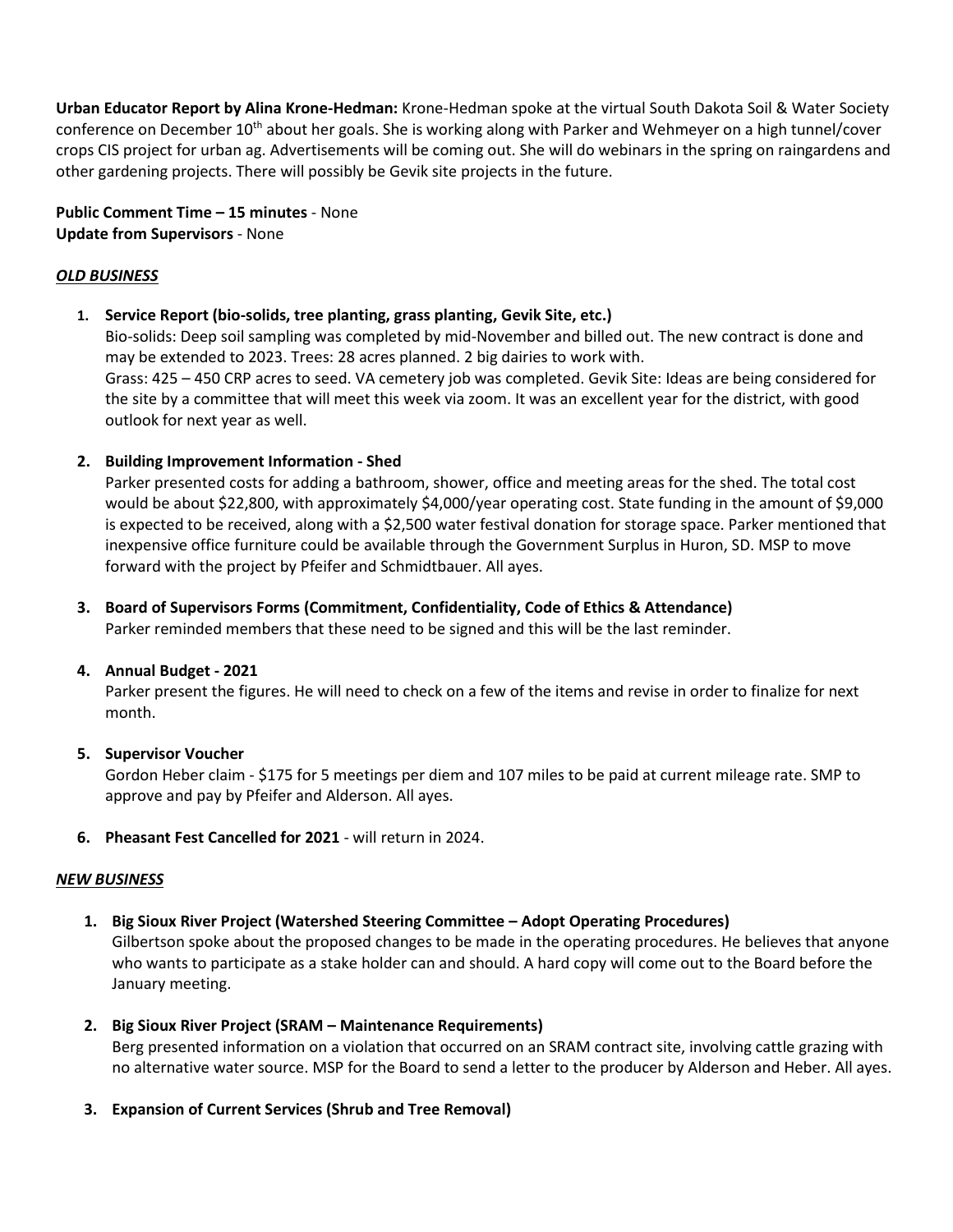**Urban Educator Report by Alina Krone-Hedman:** Krone-Hedman spoke at the virtual South Dakota Soil & Water Society conference on December 10th about her goals. She is working along with Parker and Wehmeyer on a high tunnel/cover crops CIS project for urban ag. Advertisements will be coming out. She will do webinars in the spring on raingardens and other gardening projects. There will possibly be Gevik site projects in the future.

**Public Comment Time – 15 minutes** - None
**Update from Supervisors** - None

***OLD BUSINESS***

1. **Service Report (bio-solids, tree planting, grass planting, Gevik Site, etc.)**
   Bio-solids: Deep soil sampling was completed by mid-November and billed out. The new contract is done and may be extended to 2023. Trees: 28 acres planned. 2 big dairies to work with.
   Grass: 425 – 450 CRP acres to seed. VA cemetery job was completed. Gevik Site: Ideas are being considered for the site by a committee that will meet this week via zoom. It was an excellent year for the district, with good outlook for next year as well.

2. **Building Improvement Information - Shed**
   Parker presented costs for adding a bathroom, shower, office and meeting areas for the shed. The total cost would be about $22,800, with approximately $4,000/year operating cost. State funding in the amount of $9,000 is expected to be received, along with a $2,500 water festival donation for storage space. Parker mentioned that inexpensive office furniture could be available through the Government Surplus in Huron, SD. MSP to move forward with the project by Pfeifer and Schmidtbauer. All ayes.

3. **Board of Supervisors Forms (Commitment, Confidentiality, Code of Ethics & Attendance)**
   Parker reminded members that these need to be signed and this will be the last reminder.

4. **Annual Budget - 2021**
   Parker present the figures. He will need to check on a few of the items and revise in order to finalize for next month.

5. **Supervisor Voucher**
   Gordon Heber claim - $175 for 5 meetings per diem and 107 miles to be paid at current mileage rate. SMP to approve and pay by Pfeifer and Alderson. All ayes.

6. **Pheasant Fest Cancelled for 2021** - will return in 2024.

***NEW BUSINESS***

1. **Big Sioux River Project (Watershed Steering Committee – Adopt Operating Procedures)**
   Gilbertson spoke about the proposed changes to be made in the operating procedures. He believes that anyone who wants to participate as a stake holder can and should. A hard copy will come out to the Board before the January meeting.

2. **Big Sioux River Project (SRAM – Maintenance Requirements)**
   Berg presented information on a violation that occurred on an SRAM contract site, involving cattle grazing with no alternative water source. MSP for the Board to send a letter to the producer by Alderson and Heber. All ayes.

3. **Expansion of Current Services (Shrub and Tree Removal)**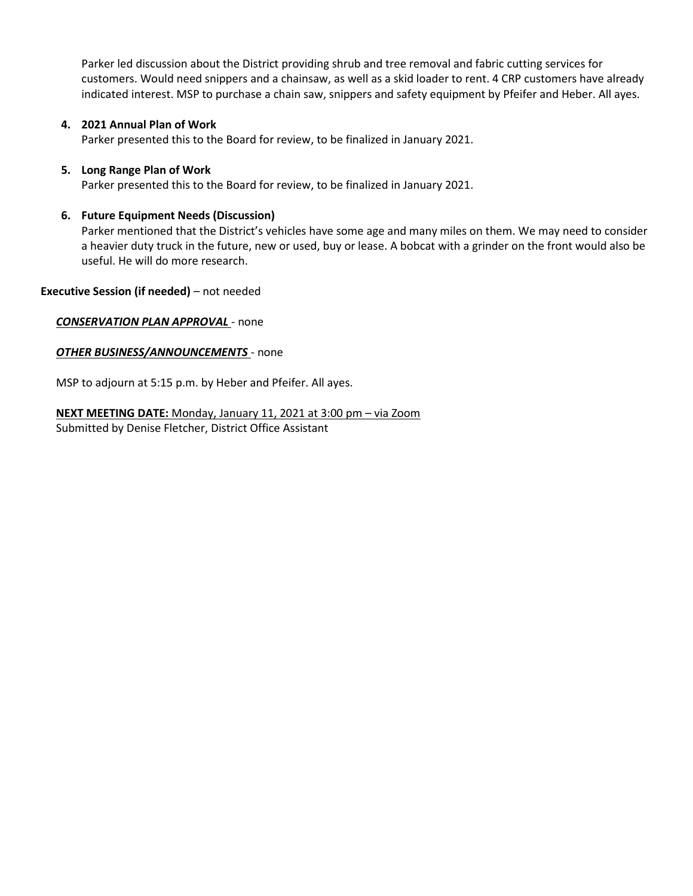Parker led discussion about the District providing shrub and tree removal and fabric cutting services for customers. Would need snippers and a chainsaw, as well as a skid loader to rent. 4 CRP customers have already indicated interest. MSP to purchase a chain saw, snippers and safety equipment by Pfeifer and Heber. All ayes.

4. **2021 Annual Plan of Work**
   Parker presented this to the Board for review, to be finalized in January 2021.

5. **Long Range Plan of Work**
   Parker presented this to the Board for review, to be finalized in January 2021.

6. **Future Equipment Needs (Discussion)**
   Parker mentioned that the District's vehicles have some age and many miles on them. We may need to consider a heavier duty truck in the future, new or used, buy or lease. A bobcat with a grinder on the front would also be useful. He will do more research.

**Executive Session (if needed)** – not needed

***CONSERVATION PLAN APPROVAL*** - none

***OTHER BUSINESS/ANNOUNCEMENTS*** - none

MSP to adjourn at 5:15 p.m. by Heber and Pfeifer. All ayes.

**NEXT MEETING DATE:** Monday, January 11, 2021 at 3:00 pm – via Zoom
Submitted by Denise Fletcher, District Office Assistant